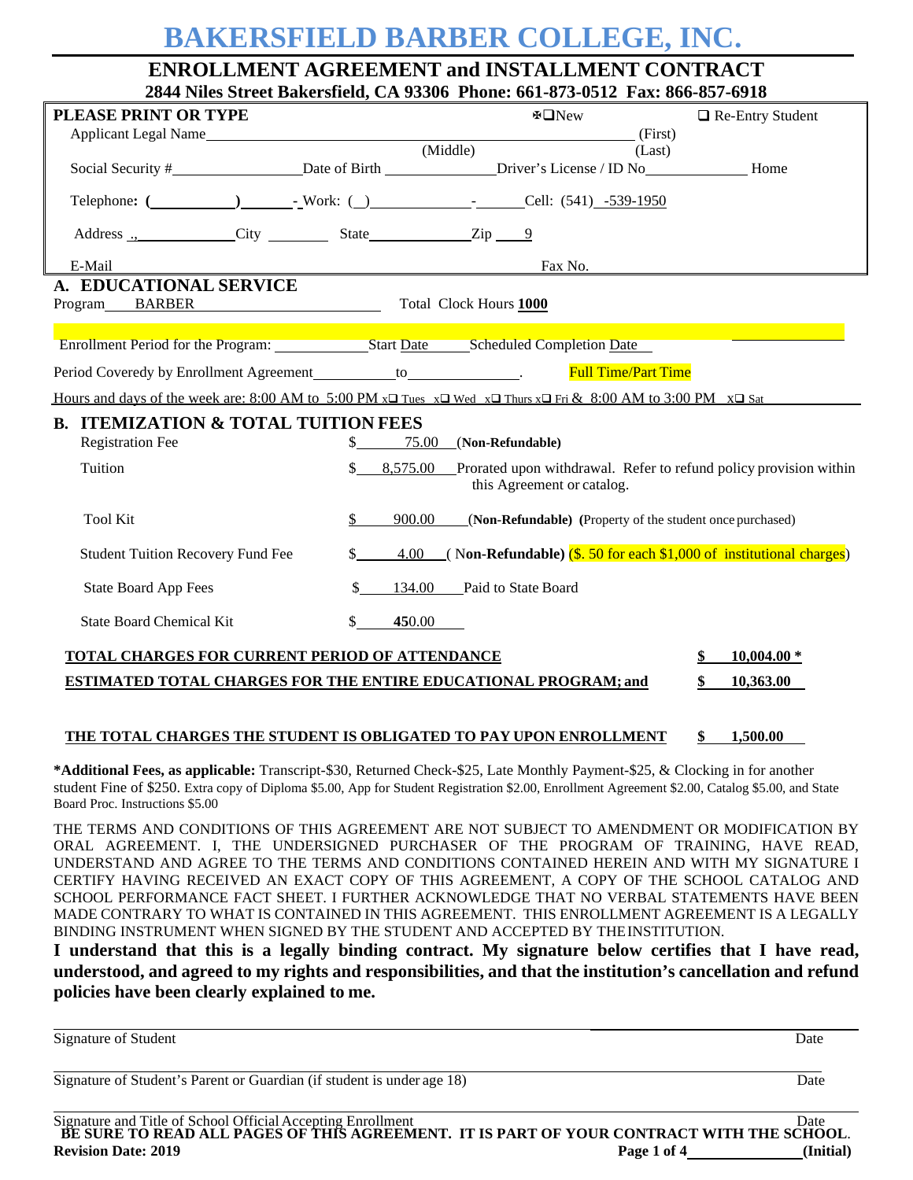# BAKERSFIELD BARBER COLLEGE, INC.

## ENROLLMENT AGREEMENT and INSTALLMENT CONTRACT

**2844 Niles Street Bakersfield, CA 93306 Phone: 661-873-0512 Fax: 866-857-6918**

**PLEASE PRINT OR TYPE** ☒ New ☐ Re-Entry Student

Applicant Legal Name ______________________ (First) (Middle) (Last)

Social Security # __________ Date of Birth __________ Driver's License / ID No __________ Home

Telephone: ( ) - Work: ( ) - Cell: (541) -539-1950

Address ., ______ City ______ State ______ Zip 9

E-Mail ______ Fax No. ______

## A. EDUCATIONAL SERVICE

Program BARBER Total Clock Hours **1000**

Enrollment Period for the Program: ______ Start Date ______ Scheduled Completion Date ______

Period Coveredy by Enrollment Agreement ______ to ______. Full Time/Part Time

Hours and days of the week are: 8:00 AM to 5:00 PM x☐ Tues x☐ Wed x☐ Thurs x☐ Fri & 8:00 AM to 3:00 PM x☐ Sat

## B. ITEMIZATION & TOTAL TUITION FEES

| Item | Amount | Notes |
|---|---|---|
| Registration Fee | $ 75.00 | **(Non-Refundable)** |
| Tuition | $ 8,575.00 | Prorated upon withdrawal. Refer to refund policy provision within this Agreement or catalog. |
| Tool Kit | $ 900.00 | **(Non-Refundable)** (Property of the student once purchased) |
| Student Tuition Recovery Fund Fee | $ 4.00 | (**Non-Refundable**) ($. 50 for each $1,000 of institutional charges) |
| State Board App Fees | $ 134.00 | Paid to State Board |
| State Board Chemical Kit | $ 450.00 | |

**TOTAL CHARGES FOR CURRENT PERIOD OF ATTENDANCE** **$ 10,004.00 ***

**ESTIMATED TOTAL CHARGES FOR THE ENTIRE EDUCATIONAL PROGRAM; and** **$ 10,363.00**

**THE TOTAL CHARGES THE STUDENT IS OBLIGATED TO PAY UPON ENROLLMENT** **$ 1,500.00**

***Additional Fees, as applicable:** Transcript-$30, Returned Check-$25, Late Monthly Payment-$25, & Clocking in for another student Fine of $250. Extra copy of Diploma $5.00, App for Student Registration $2.00, Enrollment Agreement $2.00, Catalog $5.00, and State Board Proc. Instructions $5.00

THE TERMS AND CONDITIONS OF THIS AGREEMENT ARE NOT SUBJECT TO AMENDMENT OR MODIFICATION BY ORAL AGREEMENT. I, THE UNDERSIGNED PURCHASER OF THE PROGRAM OF TRAINING, HAVE READ, UNDERSTAND AND AGREE TO THE TERMS AND CONDITIONS CONTAINED HEREIN AND WITH MY SIGNATURE I CERTIFY HAVING RECEIVED AN EXACT COPY OF THIS AGREEMENT, A COPY OF THE SCHOOL CATALOG AND SCHOOL PERFORMANCE FACT SHEET. I FURTHER ACKNOWLEDGE THAT NO VERBAL STATEMENTS HAVE BEEN MADE CONTRARY TO WHAT IS CONTAINED IN THIS AGREEMENT. THIS ENROLLMENT AGREEMENT IS A LEGALLY BINDING INSTRUMENT WHEN SIGNED BY THE STUDENT AND ACCEPTED BY THE INSTITUTION.

**I understand that this is a legally binding contract. My signature below certifies that I have read, understood, and agreed to my rights and responsibilities, and that the institution's cancellation and refund policies have been clearly explained to me.**

Signature of Student ______________________ Date

Signature of Student's Parent or Guardian (if student is under age 18) ______________________ Date

Signature and Title of School Official Accepting Enrollment ______________________ Date

**BE SURE TO READ ALL PAGES OF THIS AGREEMENT. IT IS PART OF YOUR CONTRACT WITH THE SCHOOL.**

**Revision Date: 2019** ______ **(Initial)**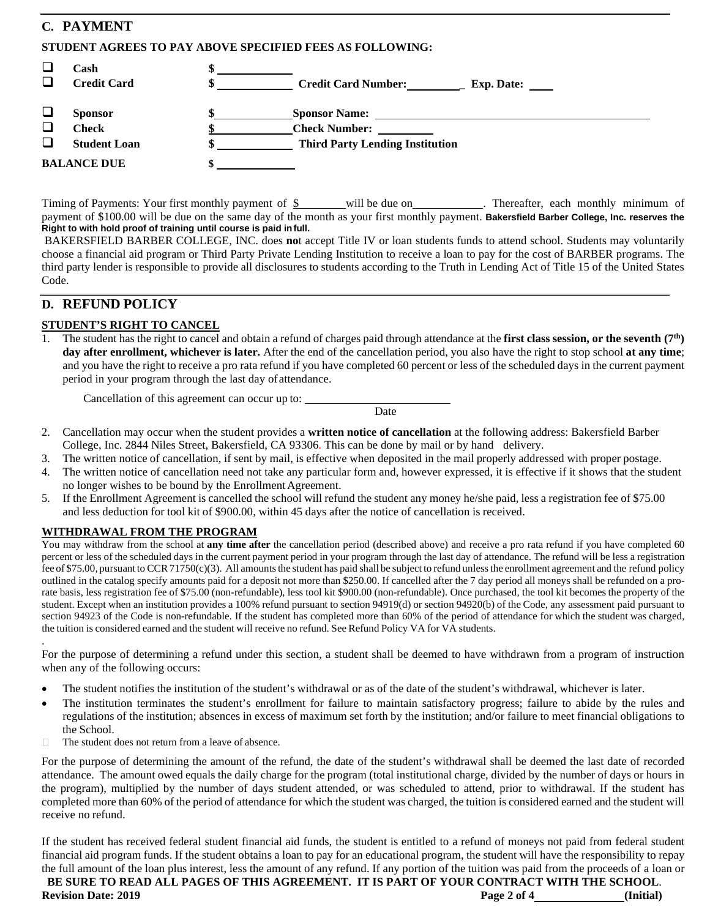## C. PAYMENT

**STUDENT AGREES TO PAY ABOVE SPECIFIED FEES AS FOLLOWING:**

| | | | |
|---|---|---|---|
| ❑ | **Cash** | $ _______ | |
| ❑ | **Credit Card** | $ _______ | **Credit Card Number:** _________ **Exp. Date:** ____ |
| ❑ | **Sponsor** | $ _______ | **Sponsor Name:** _______________ |
| ❑ | **Check** | $ _______ | **Check Number:** _________ |
| ❑ | **Student Loan** | $ _______ | **Third Party Lending Institution** |
| | **BALANCE DUE** | $ _______ | |

Timing of Payments: Your first monthly payment of $ _______ will be due on __________. Thereafter, each monthly minimum of payment of $100.00 will be due on the same day of the month as your first monthly payment. **Bakersfield Barber College, Inc. reserves the Right to with hold proof of training until course is paid in full.**

BAKERSFIELD BARBER COLLEGE, INC. does **no**t accept Title IV or loan students funds to attend school. Students may voluntarily choose a financial aid program or Third Party Private Lending Institution to receive a loan to pay for the cost of BARBER programs. The third party lender is responsible to provide all disclosures to students according to the Truth in Lending Act of Title 15 of the United States Code.

## D. REFUND POLICY

**STUDENT'S RIGHT TO CANCEL**

1. The student has the right to cancel and obtain a refund of charges paid through attendance at the **first class session, or the seventh (7th) day after enrollment, whichever is later.** After the end of the cancellation period, you also have the right to stop school **at any time**; and you have the right to receive a pro rata refund if you have completed 60 percent or less of the scheduled days in the current payment period in your program through the last day of attendance.

   Cancellation of this agreement can occur up to: ____________________
   Date

2. Cancellation may occur when the student provides a **written notice of cancellation** at the following address: Bakersfield Barber College, Inc. 2844 Niles Street, Bakersfield, CA 93306. This can be done by mail or by hand delivery.
3. The written notice of cancellation, if sent by mail, is effective when deposited in the mail properly addressed with proper postage.
4. The written notice of cancellation need not take any particular form and, however expressed, it is effective if it shows that the student no longer wishes to be bound by the Enrollment Agreement.
5. If the Enrollment Agreement is cancelled the school will refund the student any money he/she paid, less a registration fee of $75.00 and less deduction for tool kit of $900.00, within 45 days after the notice of cancellation is received.

**WITHDRAWAL FROM THE PROGRAM**

You may withdraw from the school at **any time after** the cancellation period (described above) and receive a pro rata refund if you have completed 60 percent or less of the scheduled days in the current payment period in your program through the last day of attendance. The refund will be less a registration fee of $75.00, pursuant to CCR 71750(c)(3). All amounts the student has paid shall be subject to refund unless the enrollment agreement and the refund policy outlined in the catalog specify amounts paid for a deposit not more than $250.00. If cancelled after the 7 day period all moneys shall be refunded on a pro-rate basis, less registration fee of $75.00 (non-refundable), less tool kit $900.00 (non-refundable). Once purchased, the tool kit becomes the property of the student. Except when an institution provides a 100% refund pursuant to section 94919(d) or section 94920(b) of the Code, any assessment paid pursuant to section 94923 of the Code is non-refundable. If the student has completed more than 60% of the period of attendance for which the student was charged, the tuition is considered earned and the student will receive no refund. See Refund Policy VA for VA students.

For the purpose of determining a refund under this section, a student shall be deemed to have withdrawn from a program of instruction when any of the following occurs:

- The student notifies the institution of the student's withdrawal or as of the date of the student's withdrawal, whichever is later.
- The institution terminates the student's enrollment for failure to maintain satisfactory progress; failure to abide by the rules and regulations of the institution; absences in excess of maximum set forth by the institution; and/or failure to meet financial obligations to the School.
- The student does not return from a leave of absence.

For the purpose of determining the amount of the refund, the date of the student's withdrawal shall be deemed the last date of recorded attendance. The amount owed equals the daily charge for the program (total institutional charge, divided by the number of days or hours in the program), multiplied by the number of days student attended, or was scheduled to attend, prior to withdrawal. If the student has completed more than 60% of the period of attendance for which the student was charged, the tuition is considered earned and the student will receive no refund.

If the student has received federal student financial aid funds, the student is entitled to a refund of moneys not paid from federal student financial aid program funds. If the student obtains a loan to pay for an educational program, the student will have the responsibility to repay the full amount of the loan plus interest, less the amount of any refund. If any portion of the tuition was paid from the proceeds of a loan or

**BE SURE TO READ ALL PAGES OF THIS AGREEMENT. IT IS PART OF YOUR CONTRACT WITH THE SCHOOL.**

**Revision Date: 2019** _____________ **(Initial)**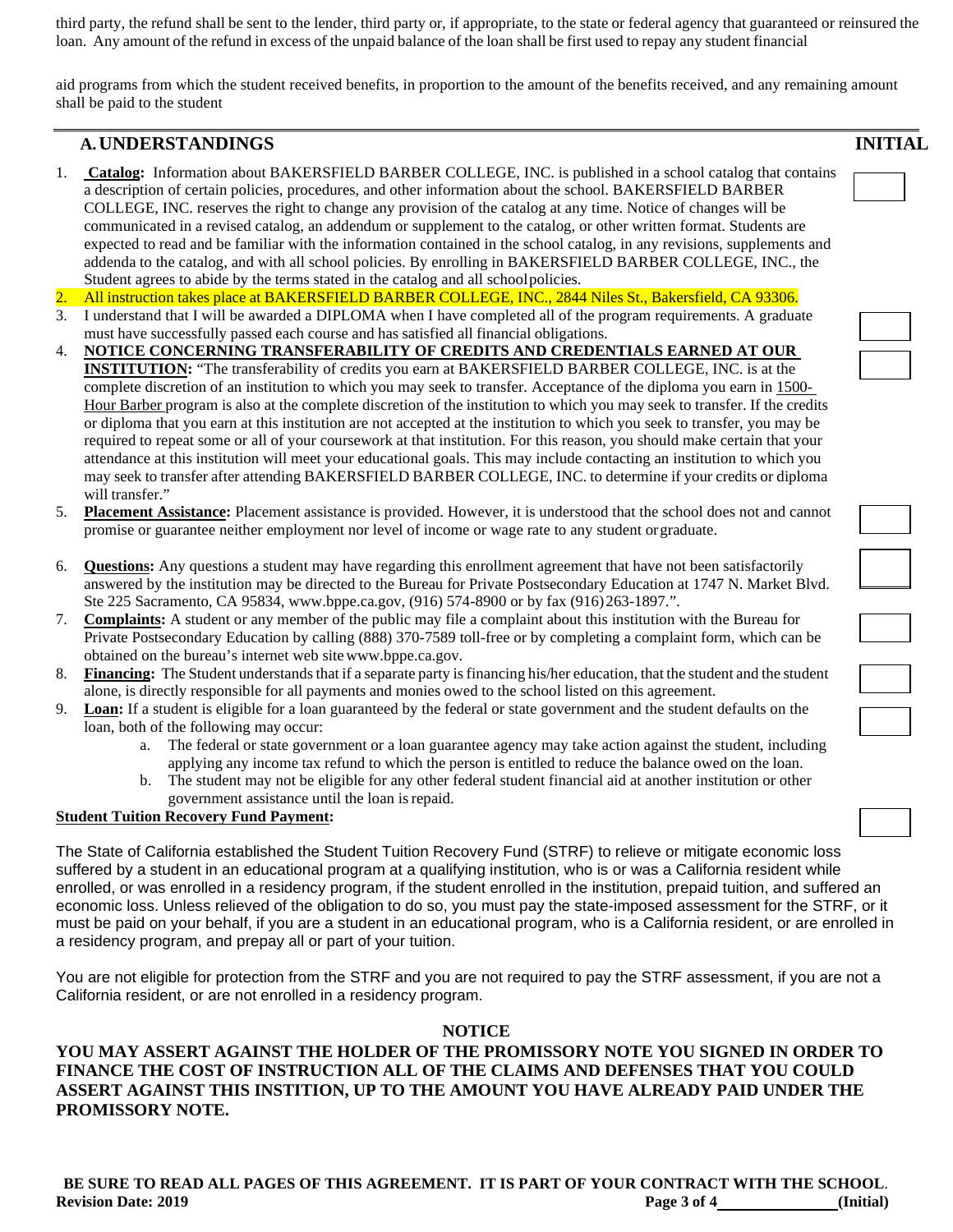third party, the refund shall be sent to the lender, third party or, if appropriate, to the state or federal agency that guaranteed or reinsured the loan. Any amount of the refund in excess of the unpaid balance of the loan shall be first used to repay any student financial

aid programs from which the student received benefits, in proportion to the amount of the benefits received, and any remaining amount shall be paid to the student

## A. UNDERSTANDINGS

**INITIAL**

1. **Catalog:** Information about BAKERSFIELD BARBER COLLEGE, INC. is published in a school catalog that contains a description of certain policies, procedures, and other information about the school. BAKERSFIELD BARBER COLLEGE, INC. reserves the right to change any provision of the catalog at any time. Notice of changes will be communicated in a revised catalog, an addendum or supplement to the catalog, or other written format. Students are expected to read and be familiar with the information contained in the school catalog, in any revisions, supplements and addenda to the catalog, and with all school policies. By enrolling in BAKERSFIELD BARBER COLLEGE, INC., the Student agrees to abide by the terms stated in the catalog and all school policies.
2. All instruction takes place at BAKERSFIELD BARBER COLLEGE, INC., 2844 Niles St., Bakersfield, CA 93306.
3. I understand that I will be awarded a DIPLOMA when I have completed all of the program requirements. A graduate must have successfully passed each course and has satisfied all financial obligations.
4. **NOTICE CONCERNING TRANSFERABILITY OF CREDITS AND CREDENTIALS EARNED AT OUR INSTITUTION:** "The transferability of credits you earn at BAKERSFIELD BARBER COLLEGE, INC. is at the complete discretion of an institution to which you may seek to transfer. Acceptance of the diploma you earn in 1500-Hour Barber program is also at the complete discretion of the institution to which you may seek to transfer. If the credits or diploma that you earn at this institution are not accepted at the institution to which you seek to transfer, you may be required to repeat some or all of your coursework at that institution. For this reason, you should make certain that your attendance at this institution will meet your educational goals. This may include contacting an institution to which you may seek to transfer after attending BAKERSFIELD BARBER COLLEGE, INC. to determine if your credits or diploma will transfer."
5. **Placement Assistance:** Placement assistance is provided. However, it is understood that the school does not and cannot promise or guarantee neither employment nor level of income or wage rate to any student or graduate.
6. **Questions:** Any questions a student may have regarding this enrollment agreement that have not been satisfactorily answered by the institution may be directed to the Bureau for Private Postsecondary Education at 1747 N. Market Blvd. Ste 225 Sacramento, CA 95834, www.bppe.ca.gov, (916) 574-8900 or by fax (916) 263-1897.".
7. **Complaints:** A student or any member of the public may file a complaint about this institution with the Bureau for Private Postsecondary Education by calling (888) 370-7589 toll-free or by completing a complaint form, which can be obtained on the bureau's internet web site www.bppe.ca.gov.
8. **Financing:** The Student understands that if a separate party is financing his/her education, that the student and the student alone, is directly responsible for all payments and monies owed to the school listed on this agreement.
9. **Loan:** If a student is eligible for a loan guaranteed by the federal or state government and the student defaults on the loan, both of the following may occur:
   a. The federal or state government or a loan guarantee agency may take action against the student, including applying any income tax refund to which the person is entitled to reduce the balance owed on the loan.
   b. The student may not be eligible for any other federal student financial aid at another institution or other government assistance until the loan is repaid.

**Student Tuition Recovery Fund Payment:**

The State of California established the Student Tuition Recovery Fund (STRF) to relieve or mitigate economic loss suffered by a student in an educational program at a qualifying institution, who is or was a California resident while enrolled, or was enrolled in a residency program, if the student enrolled in the institution, prepaid tuition, and suffered an economic loss. Unless relieved of the obligation to do so, you must pay the state-imposed assessment for the STRF, or it must be paid on your behalf, if you are a student in an educational program, who is a California resident, or are enrolled in a residency program, and prepay all or part of your tuition.

You are not eligible for protection from the STRF and you are not required to pay the STRF assessment, if you are not a California resident, or are not enrolled in a residency program.

**NOTICE**

**YOU MAY ASSERT AGAINST THE HOLDER OF THE PROMISSORY NOTE YOU SIGNED IN ORDER TO FINANCE THE COST OF INSTRUCTION ALL OF THE CLAIMS AND DEFENSES THAT YOU COULD ASSERT AGAINST THIS INSTITION, UP TO THE AMOUNT YOU HAVE ALREADY PAID UNDER THE PROMISSORY NOTE.**

**BE SURE TO READ ALL PAGES OF THIS AGREEMENT. IT IS PART OF YOUR CONTRACT WITH THE SCHOOL.**

**Revision Date: 2019**

**\_\_\_\_\_\_\_\_\_\_\_\_\_\_ (Initial)**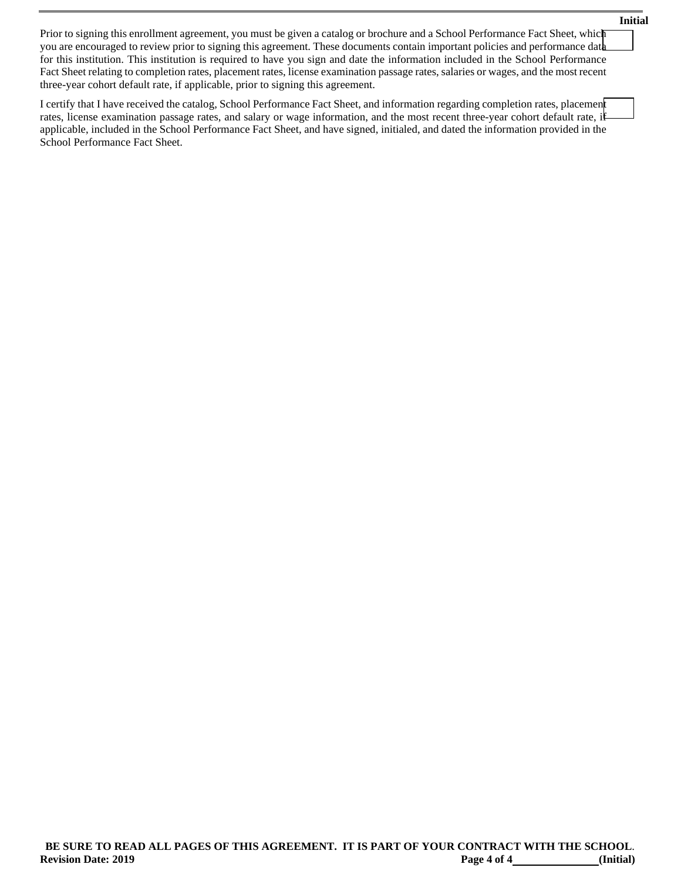**Initial**

Prior to signing this enrollment agreement, you must be given a catalog or brochure and a School Performance Fact Sheet, which you are encouraged to review prior to signing this agreement. These documents contain important policies and performance data for this institution. This institution is required to have you sign and date the information included in the School Performance Fact Sheet relating to completion rates, placement rates, license examination passage rates, salaries or wages, and the most recent three-year cohort default rate, if applicable, prior to signing this agreement.

I certify that I have received the catalog, School Performance Fact Sheet, and information regarding completion rates, placement rates, license examination passage rates, and salary or wage information, and the most recent three-year cohort default rate, if applicable, included in the School Performance Fact Sheet, and have signed, initialed, and dated the information provided in the School Performance Fact Sheet.

**BE SURE TO READ ALL PAGES OF THIS AGREEMENT. IT IS PART OF YOUR CONTRACT WITH THE SCHOOL**.

**Revision Date: 2019**

**\_\_\_\_\_\_\_\_\_\_\_\_\_\_\_(Initial)**